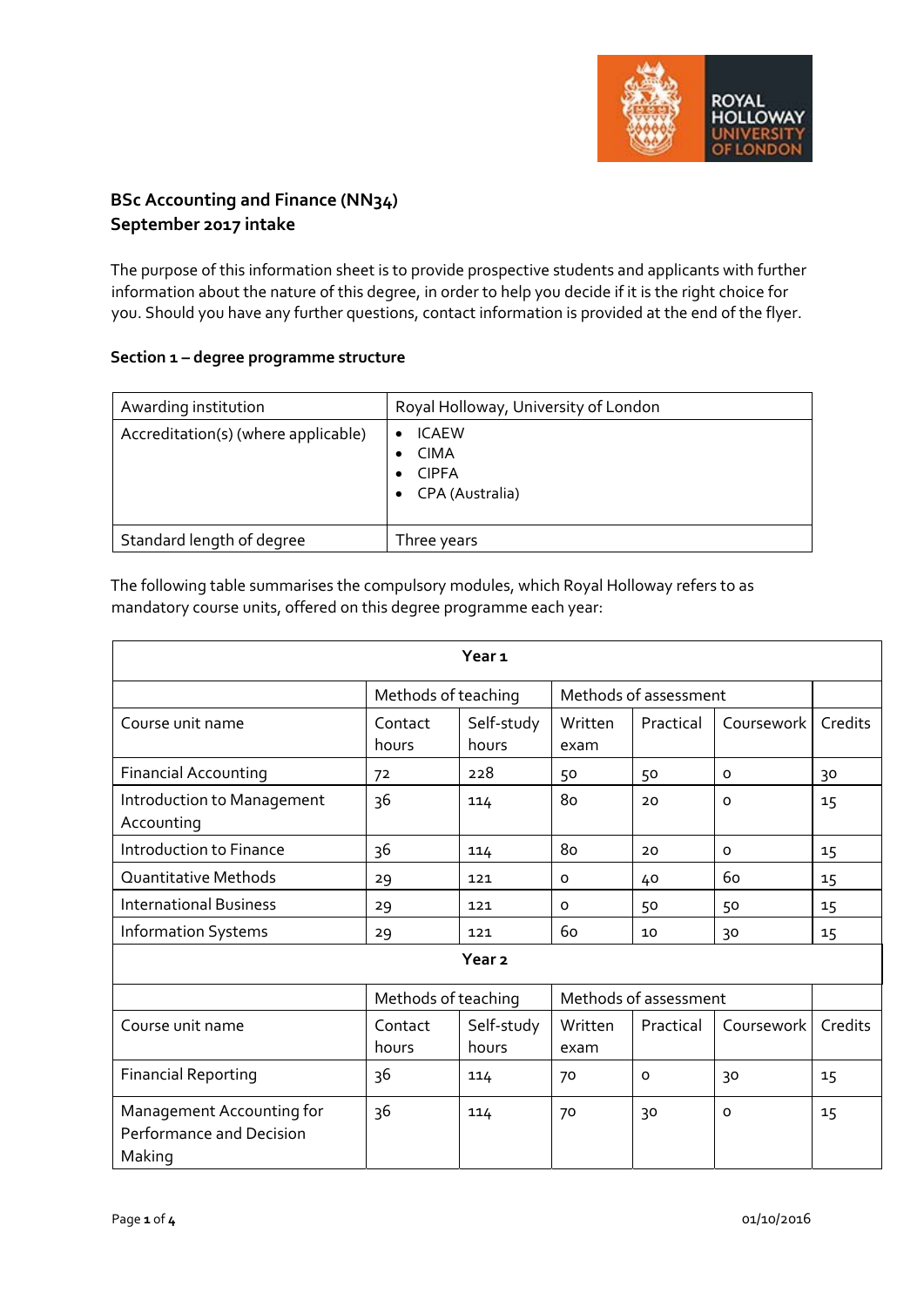**BSc Accounting and Finance (NN34)**
**September 2017 intake**

The purpose of this information sheet is to provide prospective students and applicants with further information about the nature of this degree, in order to help you decide if it is the right choice for you. Should you have any further questions, contact information is provided at the end of the flyer.

**Section 1 – degree programme structure**

| Awarding institution | Royal Holloway, University of London |
|---|---|
| Accreditation(s) (where applicable) | • ICAEW<br>• CIMA<br>• CIPFA<br>• CPA (Australia) |
| Standard length of degree | Three years |

The following table summarises the compulsory modules, which Royal Holloway refers to as mandatory course units, offered on this degree programme each year:

| **Year 1** | | | | | | |
|---|---|---|---|---|---|---|
| | Methods of teaching | | Methods of assessment | | | |
| Course unit name | Contact hours | Self-study hours | Written exam | Practical | Coursework | Credits |
| Financial Accounting | 72 | 228 | 50 | 50 | 0 | 30 |
| Introduction to Management Accounting | 36 | 114 | 80 | 20 | 0 | 15 |
| Introduction to Finance | 36 | 114 | 80 | 20 | 0 | 15 |
| Quantitative Methods | 29 | 121 | 0 | 40 | 60 | 15 |
| International Business | 29 | 121 | 0 | 50 | 50 | 15 |
| Information Systems | 29 | 121 | 60 | 10 | 30 | 15 |
| **Year 2** | | | | | | |
| | Methods of teaching | | Methods of assessment | | | |
| Course unit name | Contact hours | Self-study hours | Written exam | Practical | Coursework | Credits |
| Financial Reporting | 36 | 114 | 70 | 0 | 30 | 15 |
| Management Accounting for Performance and Decision Making | 36 | 114 | 70 | 30 | 0 | 15 |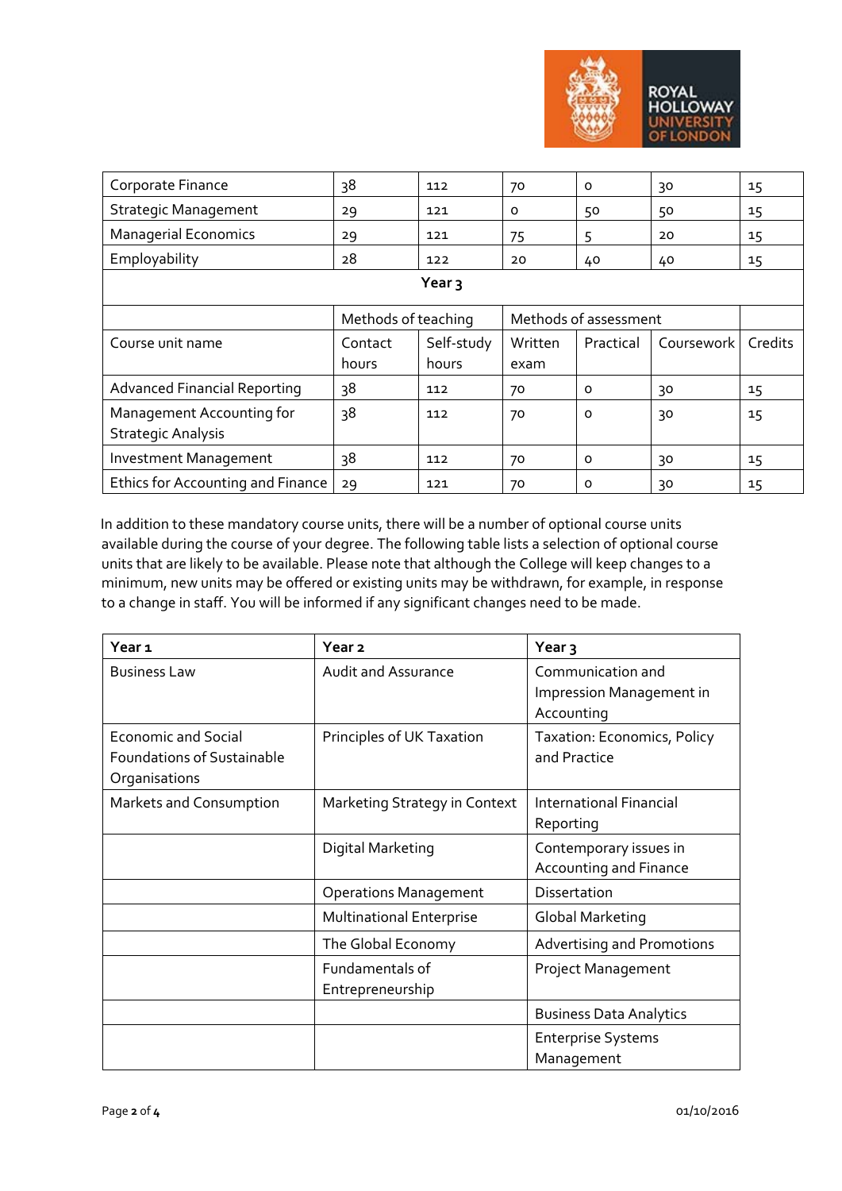| | | | | | | |
|---|---|---|---|---|---|---|
| Corporate Finance | 38 | 112 | 70 | 0 | 30 | 15 |
| Strategic Management | 29 | 121 | 0 | 50 | 50 | 15 |
| Managerial Economics | 29 | 121 | 75 | 5 | 20 | 15 |
| Employability | 28 | 122 | 20 | 40 | 40 | 15 |

**Year 3**

| | Methods of teaching | | Methods of assessment | | | |
|---|---|---|---|---|---|---|
| Course unit name | Contact hours | Self-study hours | Written exam | Practical | Coursework | Credits |
| Advanced Financial Reporting | 38 | 112 | 70 | 0 | 30 | 15 |
| Management Accounting for Strategic Analysis | 38 | 112 | 70 | 0 | 30 | 15 |
| Investment Management | 38 | 112 | 70 | 0 | 30 | 15 |
| Ethics for Accounting and Finance | 29 | 121 | 70 | 0 | 30 | 15 |

In addition to these mandatory course units, there will be a number of optional course units available during the course of your degree. The following table lists a selection of optional course units that are likely to be available. Please note that although the College will keep changes to a minimum, new units may be offered or existing units may be withdrawn, for example, in response to a change in staff. You will be informed if any significant changes need to be made.

| Year 1 | Year 2 | Year 3 |
|---|---|---|
| Business Law | Audit and Assurance | Communication and Impression Management in Accounting |
| Economic and Social Foundations of Sustainable Organisations | Principles of UK Taxation | Taxation: Economics, Policy and Practice |
| Markets and Consumption | Marketing Strategy in Context | International Financial Reporting |
| | Digital Marketing | Contemporary issues in Accounting and Finance |
| | Operations Management | Dissertation |
| | Multinational Enterprise | Global Marketing |
| | The Global Economy | Advertising and Promotions |
| | Fundamentals of Entrepreneurship | Project Management |
| | | Business Data Analytics |
| | | Enterprise Systems Management |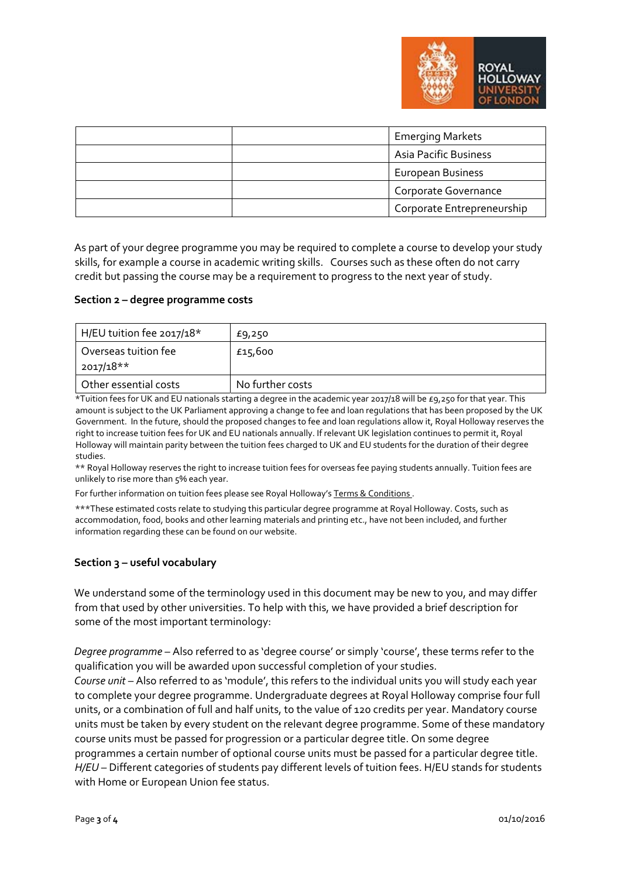| | | |
|---|---|---|
| | | Emerging Markets |
| | | Asia Pacific Business |
| | | European Business |
| | | Corporate Governance |
| | | Corporate Entrepreneurship |

As part of your degree programme you may be required to complete a course to develop your study skills, for example a course in academic writing skills. Courses such as these often do not carry credit but passing the course may be a requirement to progress to the next year of study.

**Section 2 – degree programme costs**

| | |
|---|---|
| H/EU tuition fee 2017/18* | £9,250 |
| Overseas tuition fee 2017/18** | £15,600 |
| Other essential costs | No further costs |

*Tuition fees for UK and EU nationals starting a degree in the academic year 2017/18 will be £9,250 for that year. This amount is subject to the UK Parliament approving a change to fee and loan regulations that has been proposed by the UK Government. In the future, should the proposed changes to fee and loan regulations allow it, Royal Holloway reserves the right to increase tuition fees for UK and EU nationals annually. If relevant UK legislation continues to permit it, Royal Holloway will maintain parity between the tuition fees charged to UK and EU students for the duration of their degree studies.

** Royal Holloway reserves the right to increase tuition fees for overseas fee paying students annually. Tuition fees are unlikely to rise more than 5% each year.

For further information on tuition fees please see Royal Holloway's Terms & Conditions .

***These estimated costs relate to studying this particular degree programme at Royal Holloway. Costs, such as accommodation, food, books and other learning materials and printing etc., have not been included, and further information regarding these can be found on our website.

**Section 3 – useful vocabulary**

We understand some of the terminology used in this document may be new to you, and may differ from that used by other universities. To help with this, we have provided a brief description for some of the most important terminology:

*Degree programme* – Also referred to as 'degree course' or simply 'course', these terms refer to the qualification you will be awarded upon successful completion of your studies.

*Course unit* – Also referred to as 'module', this refers to the individual units you will study each year to complete your degree programme. Undergraduate degrees at Royal Holloway comprise four full units, or a combination of full and half units, to the value of 120 credits per year. Mandatory course units must be taken by every student on the relevant degree programme. Some of these mandatory course units must be passed for progression or a particular degree title. On some degree programmes a certain number of optional course units must be passed for a particular degree title.

*H/EU* – Different categories of students pay different levels of tuition fees. H/EU stands for students with Home or European Union fee status.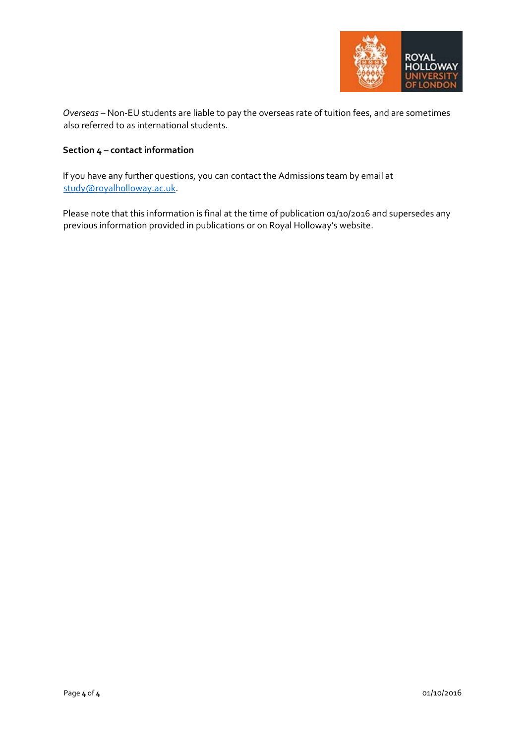*Overseas* – Non-EU students are liable to pay the overseas rate of tuition fees, and are sometimes also referred to as international students.

**Section 4 – contact information**

If you have any further questions, you can contact the Admissions team by email at study@royalholloway.ac.uk.

Please note that this information is final at the time of publication 01/10/2016 and supersedes any previous information provided in publications or on Royal Holloway's website.